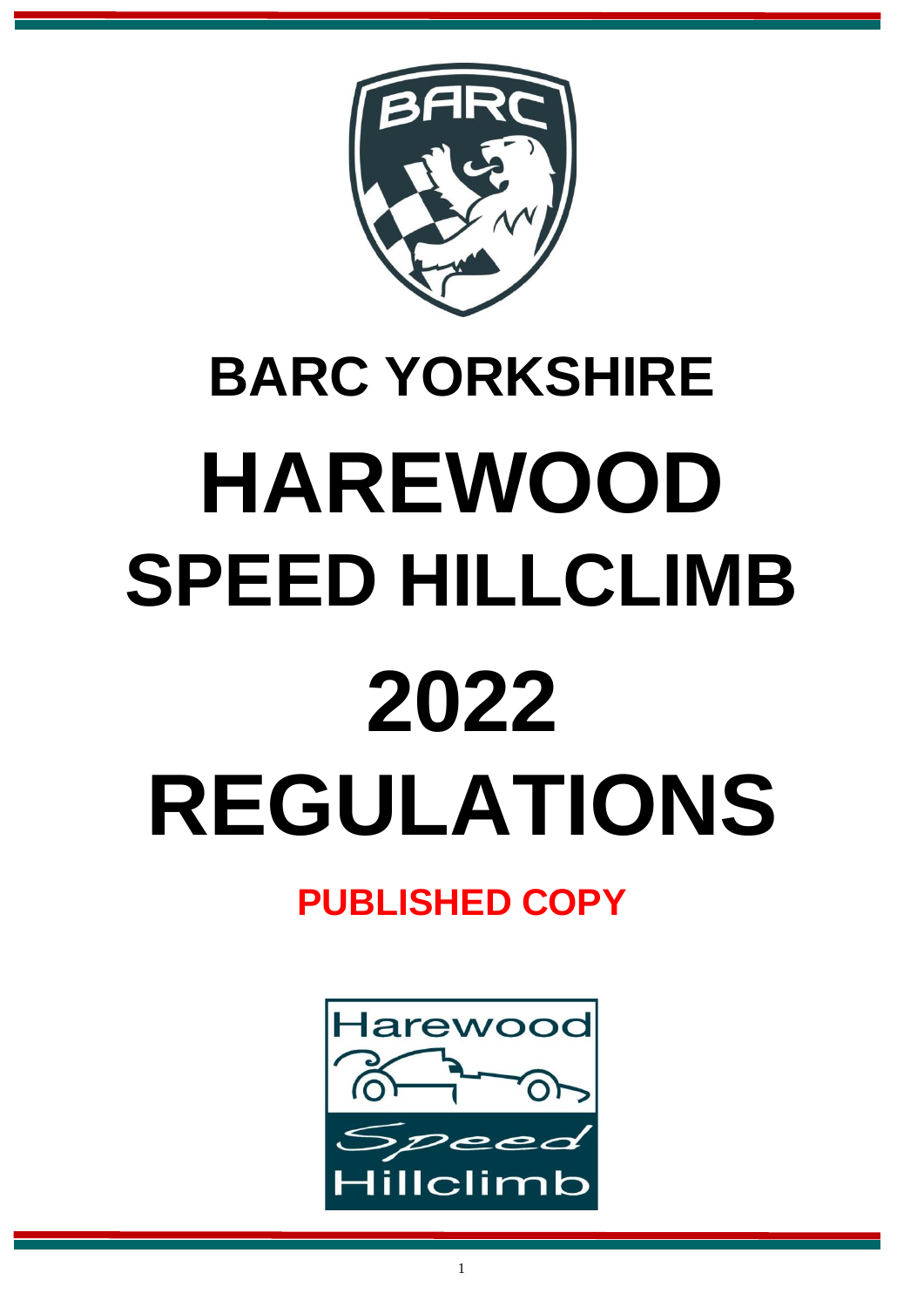# BARC YORKSHIRE

# HAREWOOD

# SPEED HILLCLIMB

# 2022

# REGULATIONS

**PUBLISHED COPY**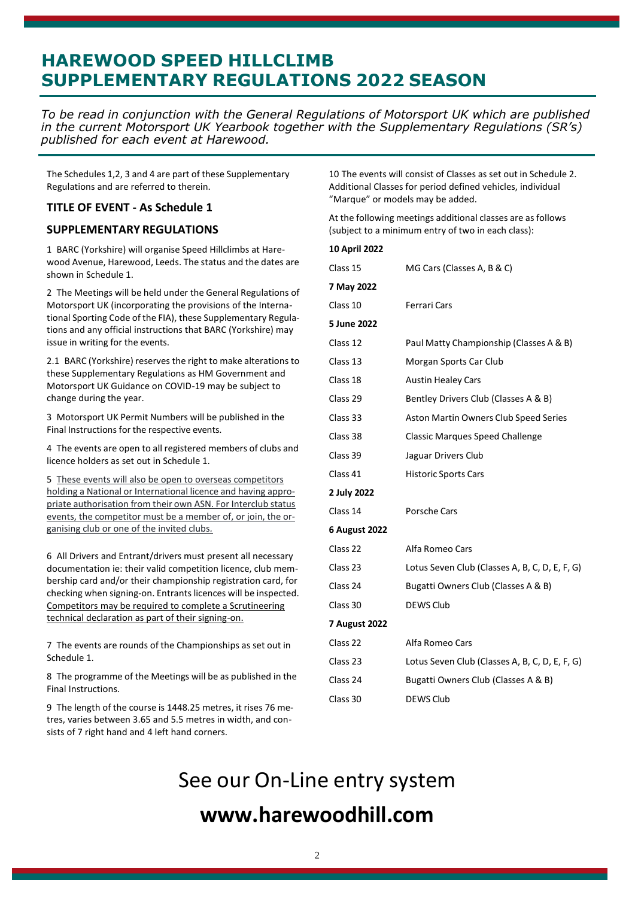# HAREWOOD SPEED HILLCLIMB SUPPLEMENTARY REGULATIONS 2022 SEASON

*To be read in conjunction with the General Regulations of Motorsport UK which are published in the current Motorsport UK Yearbook together with the Supplementary Regulations (SR's) published for each event at Harewood.*

The Schedules 1,2, 3 and 4 are part of these Supplementary Regulations and are referred to therein.

### TITLE OF EVENT - As Schedule 1

### SUPPLEMENTARY REGULATIONS

1 BARC (Yorkshire) will organise Speed Hillclimbs at Harewood Avenue, Harewood, Leeds. The status and the dates are shown in Schedule 1.

2 The Meetings will be held under the General Regulations of Motorsport UK (incorporating the provisions of the International Sporting Code of the FIA), these Supplementary Regulations and any official instructions that BARC (Yorkshire) may issue in writing for the events.

2.1 BARC (Yorkshire) reserves the right to make alterations to these Supplementary Regulations as HM Government and Motorsport UK Guidance on COVID-19 may be subject to change during the year.

3 Motorsport UK Permit Numbers will be published in the Final Instructions for the respective events.

4 The events are open to all registered members of clubs and licence holders as set out in Schedule 1.

5 These events will also be open to overseas competitors holding a National or International licence and having appropriate authorisation from their own ASN. For Interclub status events, the competitor must be a member of, or join, the organising club or one of the invited clubs.

6 All Drivers and Entrant/drivers must present all necessary documentation ie: their valid competition licence, club membership card and/or their championship registration card, for checking when signing-on. Entrants licences will be inspected. Competitors may be required to complete a Scrutineering technical declaration as part of their signing-on.

7 The events are rounds of the Championships as set out in Schedule 1.

8 The programme of the Meetings will be as published in the Final Instructions.

9 The length of the course is 1448.25 metres, it rises 76 metres, varies between 3.65 and 5.5 metres in width, and consists of 7 right hand and 4 left hand corners.

10 The events will consist of Classes as set out in Schedule 2. Additional Classes for period defined vehicles, individual "Marque" or models may be added.

At the following meetings additional classes are as follows (subject to a minimum entry of two in each class):

**10 April 2022**

| | |
|---|---|
| Class 15 | MG Cars (Classes A, B & C) |

**7 May 2022**

| | |
|---|---|
| Class 10 | Ferrari Cars |

**5 June 2022**

| | |
|---|---|
| Class 12 | Paul Matty Championship (Classes A & B) |
| Class 13 | Morgan Sports Car Club |
| Class 18 | Austin Healey Cars |
| Class 29 | Bentley Drivers Club (Classes A & B) |
| Class 33 | Aston Martin Owners Club Speed Series |
| Class 38 | Classic Marques Speed Challenge |
| Class 39 | Jaguar Drivers Club |
| Class 41 | Historic Sports Cars |

**2 July 2022**

| | |
|---|---|
| Class 14 | Porsche Cars |

**6 August 2022**

| | |
|---|---|
| Class 22 | Alfa Romeo Cars |
| Class 23 | Lotus Seven Club (Classes A, B, C, D, E, F, G) |
| Class 24 | Bugatti Owners Club (Classes A & B) |
| Class 30 | DEWS Club |

**7 August 2022**

| | |
|---|---|
| Class 22 | Alfa Romeo Cars |
| Class 23 | Lotus Seven Club (Classes A, B, C, D, E, F, G) |
| Class 24 | Bugatti Owners Club (Classes A & B) |
| Class 30 | DEWS Club |

See our On-Line entry system

**www.harewoodhill.com**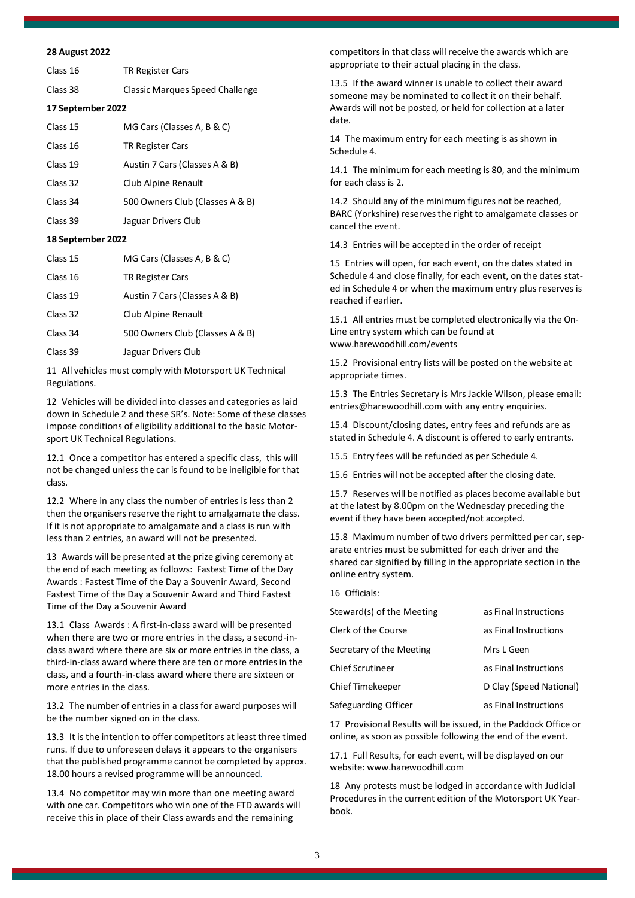**28 August 2022**

| | |
|---|---|
| Class 16 | TR Register Cars |
| Class 38 | Classic Marques Speed Challenge |

**17 September 2022**

| | |
|---|---|
| Class 15 | MG Cars (Classes A, B & C) |
| Class 16 | TR Register Cars |
| Class 19 | Austin 7 Cars (Classes A & B) |
| Class 32 | Club Alpine Renault |
| Class 34 | 500 Owners Club (Classes A & B) |
| Class 39 | Jaguar Drivers Club |

**18 September 2022**

| | |
|---|---|
| Class 15 | MG Cars (Classes A, B & C) |
| Class 16 | TR Register Cars |
| Class 19 | Austin 7 Cars (Classes A & B) |
| Class 32 | Club Alpine Renault |
| Class 34 | 500 Owners Club (Classes A & B) |
| Class 39 | Jaguar Drivers Club |

11 All vehicles must comply with Motorsport UK Technical Regulations.

12 Vehicles will be divided into classes and categories as laid down in Schedule 2 and these SR's. Note: Some of these classes impose conditions of eligibility additional to the basic Motorsport UK Technical Regulations.

12.1 Once a competitor has entered a specific class, this will not be changed unless the car is found to be ineligible for that class.

12.2 Where in any class the number of entries is less than 2 then the organisers reserve the right to amalgamate the class. If it is not appropriate to amalgamate and a class is run with less than 2 entries, an award will not be presented.

13 Awards will be presented at the prize giving ceremony at the end of each meeting as follows: Fastest Time of the Day Awards : Fastest Time of the Day a Souvenir Award, Second Fastest Time of the Day a Souvenir Award and Third Fastest Time of the Day a Souvenir Award

13.1 Class Awards : A first-in-class award will be presented when there are two or more entries in the class, a second-in-class award where there are six or more entries in the class, a third-in-class award where there are ten or more entries in the class, and a fourth-in-class award where there are sixteen or more entries in the class.

13.2 The number of entries in a class for award purposes will be the number signed on in the class.

13.3 It is the intention to offer competitors at least three timed runs. If due to unforeseen delays it appears to the organisers that the published programme cannot be completed by approx. 18.00 hours a revised programme will be announced.

13.4 No competitor may win more than one meeting award with one car. Competitors who win one of the FTD awards will receive this in place of their Class awards and the remaining competitors in that class will receive the awards which are appropriate to their actual placing in the class.

13.5 If the award winner is unable to collect their award someone may be nominated to collect it on their behalf. Awards will not be posted, or held for collection at a later date.

14 The maximum entry for each meeting is as shown in Schedule 4.

14.1 The minimum for each meeting is 80, and the minimum for each class is 2.

14.2 Should any of the minimum figures not be reached, BARC (Yorkshire) reserves the right to amalgamate classes or cancel the event.

14.3 Entries will be accepted in the order of receipt

15 Entries will open, for each event, on the dates stated in Schedule 4 and close finally, for each event, on the dates stated in Schedule 4 or when the maximum entry plus reserves is reached if earlier.

15.1 All entries must be completed electronically via the On-Line entry system which can be found at www.harewoodhill.com/events

15.2 Provisional entry lists will be posted on the website at appropriate times.

15.3 The Entries Secretary is Mrs Jackie Wilson, please email: entries@harewoodhill.com with any entry enquiries.

15.4 Discount/closing dates, entry fees and refunds are as stated in Schedule 4. A discount is offered to early entrants.

15.5 Entry fees will be refunded as per Schedule 4.

15.6 Entries will not be accepted after the closing date.

15.7 Reserves will be notified as places become available but at the latest by 8.00pm on the Wednesday preceding the event if they have been accepted/not accepted.

15.8 Maximum number of two drivers permitted per car, separate entries must be submitted for each driver and the shared car signified by filling in the appropriate section in the online entry system.

16 Officials:

| | |
|---|---|
| Steward(s) of the Meeting | as Final Instructions |
| Clerk of the Course | as Final Instructions |
| Secretary of the Meeting | Mrs L Geen |
| Chief Scrutineer | as Final Instructions |
| Chief Timekeeper | D Clay (Speed National) |
| Safeguarding Officer | as Final Instructions |

17 Provisional Results will be issued, in the Paddock Office or online, as soon as possible following the end of the event.

17.1 Full Results, for each event, will be displayed on our website: www.harewoodhill.com

18 Any protests must be lodged in accordance with Judicial Procedures in the current edition of the Motorsport UK Yearbook.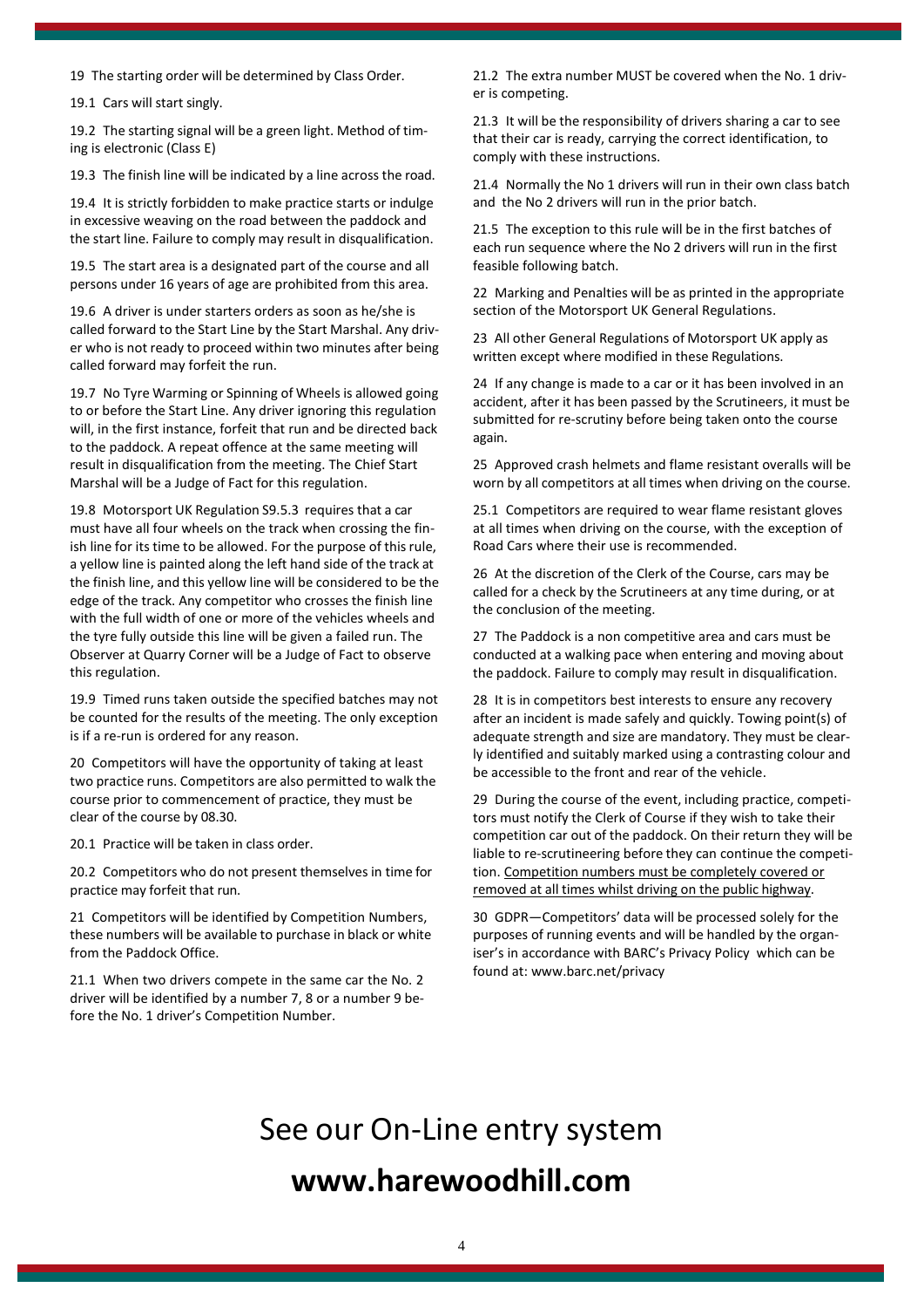19 The starting order will be determined by Class Order.

19.1 Cars will start singly.

19.2 The starting signal will be a green light. Method of timing is electronic (Class E)

19.3 The finish line will be indicated by a line across the road.

19.4 It is strictly forbidden to make practice starts or indulge in excessive weaving on the road between the paddock and the start line. Failure to comply may result in disqualification.

19.5 The start area is a designated part of the course and all persons under 16 years of age are prohibited from this area.

19.6 A driver is under starters orders as soon as he/she is called forward to the Start Line by the Start Marshal. Any driver who is not ready to proceed within two minutes after being called forward may forfeit the run.

19.7 No Tyre Warming or Spinning of Wheels is allowed going to or before the Start Line. Any driver ignoring this regulation will, in the first instance, forfeit that run and be directed back to the paddock. A repeat offence at the same meeting will result in disqualification from the meeting. The Chief Start Marshal will be a Judge of Fact for this regulation.

19.8 Motorsport UK Regulation S9.5.3 requires that a car must have all four wheels on the track when crossing the finish line for its time to be allowed. For the purpose of this rule, a yellow line is painted along the left hand side of the track at the finish line, and this yellow line will be considered to be the edge of the track. Any competitor who crosses the finish line with the full width of one or more of the vehicles wheels and the tyre fully outside this line will be given a failed run. The Observer at Quarry Corner will be a Judge of Fact to observe this regulation.

19.9 Timed runs taken outside the specified batches may not be counted for the results of the meeting. The only exception is if a re-run is ordered for any reason.

20 Competitors will have the opportunity of taking at least two practice runs. Competitors are also permitted to walk the course prior to commencement of practice, they must be clear of the course by 08.30.

20.1 Practice will be taken in class order.

20.2 Competitors who do not present themselves in time for practice may forfeit that run.

21 Competitors will be identified by Competition Numbers, these numbers will be available to purchase in black or white from the Paddock Office.

21.1 When two drivers compete in the same car the No. 2 driver will be identified by a number 7, 8 or a number 9 before the No. 1 driver's Competition Number.

21.2 The extra number MUST be covered when the No. 1 driver is competing.

21.3 It will be the responsibility of drivers sharing a car to see that their car is ready, carrying the correct identification, to comply with these instructions.

21.4 Normally the No 1 drivers will run in their own class batch and the No 2 drivers will run in the prior batch.

21.5 The exception to this rule will be in the first batches of each run sequence where the No 2 drivers will run in the first feasible following batch.

22 Marking and Penalties will be as printed in the appropriate section of the Motorsport UK General Regulations.

23 All other General Regulations of Motorsport UK apply as written except where modified in these Regulations.

24 If any change is made to a car or it has been involved in an accident, after it has been passed by the Scrutineers, it must be submitted for re-scrutiny before being taken onto the course again.

25 Approved crash helmets and flame resistant overalls will be worn by all competitors at all times when driving on the course.

25.1 Competitors are required to wear flame resistant gloves at all times when driving on the course, with the exception of Road Cars where their use is recommended.

26 At the discretion of the Clerk of the Course, cars may be called for a check by the Scrutineers at any time during, or at the conclusion of the meeting.

27 The Paddock is a non competitive area and cars must be conducted at a walking pace when entering and moving about the paddock. Failure to comply may result in disqualification.

28 It is in competitors best interests to ensure any recovery after an incident is made safely and quickly. Towing point(s) of adequate strength and size are mandatory. They must be clearly identified and suitably marked using a contrasting colour and be accessible to the front and rear of the vehicle.

29 During the course of the event, including practice, competitors must notify the Clerk of Course if they wish to take their competition car out of the paddock. On their return they will be liable to re-scrutineering before they can continue the competition. <u>Competition numbers must be completely covered or removed at all times whilst driving on the public highway</u>.

30 GDPR—Competitors' data will be processed solely for the purposes of running events and will be handled by the organiser's in accordance with BARC's Privacy Policy which can be found at: www.barc.net/privacy

# See our On-Line entry system

# **www.harewoodhill.com**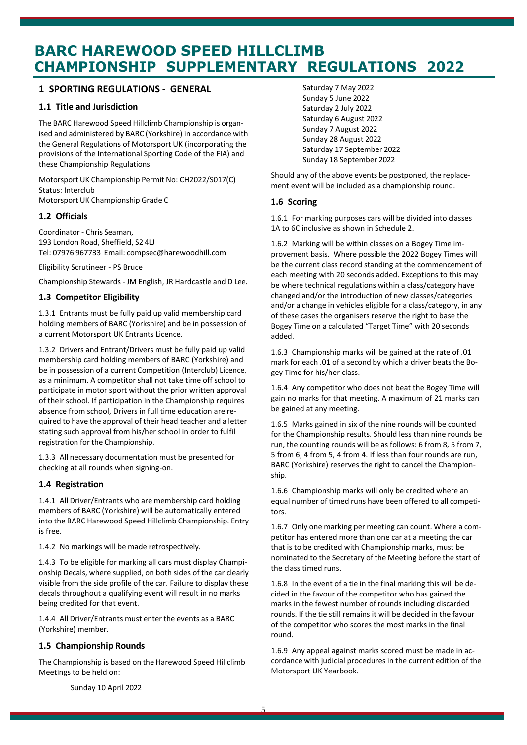# BARC HAREWOOD SPEED HILLCLIMB CHAMPIONSHIP SUPPLEMENTARY REGULATIONS 2022

## 1 SPORTING REGULATIONS - GENERAL

### 1.1 Title and Jurisdiction

The BARC Harewood Speed Hillclimb Championship is organised and administered by BARC (Yorkshire) in accordance with the General Regulations of Motorsport UK (incorporating the provisions of the International Sporting Code of the FIA) and these Championship Regulations.

Motorsport UK Championship Permit No: CH2022/S017(C)
Status: Interclub
Motorsport UK Championship Grade C

### 1.2 Officials

Coordinator - Chris Seaman,
193 London Road, Sheffield, S2 4LJ
Tel: 07976 967733 Email: compsec@harewoodhill.com

Eligibility Scrutineer - PS Bruce

Championship Stewards - JM English, JR Hardcastle and D Lee.

### 1.3 Competitor Eligibility

1.3.1 Entrants must be fully paid up valid membership card holding members of BARC (Yorkshire) and be in possession of a current Motorsport UK Entrants Licence.

1.3.2 Drivers and Entrant/Drivers must be fully paid up valid membership card holding members of BARC (Yorkshire) and be in possession of a current Competition (Interclub) Licence, as a minimum. A competitor shall not take time off school to participate in motor sport without the prior written approval of their school. If participation in the Championship requires absence from school, Drivers in full time education are required to have the approval of their head teacher and a letter stating such approval from his/her school in order to fulfil registration for the Championship.

1.3.3 All necessary documentation must be presented for checking at all rounds when signing-on.

### 1.4 Registration

1.4.1 All Driver/Entrants who are membership card holding members of BARC (Yorkshire) will be automatically entered into the BARC Harewood Speed Hillclimb Championship. Entry is free.

1.4.2 No markings will be made retrospectively.

1.4.3 To be eligible for marking all cars must display Championship Decals, where supplied, on both sides of the car clearly visible from the side profile of the car. Failure to display these decals throughout a qualifying event will result in no marks being credited for that event.

1.4.4 All Driver/Entrants must enter the events as a BARC (Yorkshire) member.

### 1.5 Championship Rounds

The Championship is based on the Harewood Speed Hillclimb Meetings to be held on:

- Sunday 10 April 2022
- Saturday 7 May 2022
- Sunday 5 June 2022
- Saturday 2 July 2022
- Saturday 6 August 2022
- Sunday 7 August 2022
- Sunday 28 August 2022
- Saturday 17 September 2022
- Sunday 18 September 2022

Should any of the above events be postponed, the replacement event will be included as a championship round.

### 1.6 Scoring

1.6.1 For marking purposes cars will be divided into classes 1A to 6C inclusive as shown in Schedule 2.

1.6.2 Marking will be within classes on a Bogey Time improvement basis. Where possible the 2022 Bogey Times will be the current class record standing at the commencement of each meeting with 20 seconds added. Exceptions to this may be where technical regulations within a class/category have changed and/or the introduction of new classes/categories and/or a change in vehicles eligible for a class/category, in any of these cases the organisers reserve the right to base the Bogey Time on a calculated "Target Time" with 20 seconds added.

1.6.3 Championship marks will be gained at the rate of .01 mark for each .01 of a second by which a driver beats the Bogey Time for his/her class.

1.6.4 Any competitor who does not beat the Bogey Time will gain no marks for that meeting. A maximum of 21 marks can be gained at any meeting.

1.6.5 Marks gained in <u>six</u> of the <u>nine</u> rounds will be counted for the Championship results. Should less than nine rounds be run, the counting rounds will be as follows: 6 from 8, 5 from 7, 5 from 6, 4 from 5, 4 from 4. If less than four rounds are run, BARC (Yorkshire) reserves the right to cancel the Championship.

1.6.6 Championship marks will only be credited where an equal number of timed runs have been offered to all competitors.

1.6.7 Only one marking per meeting can count. Where a competitor has entered more than one car at a meeting the car that is to be credited with Championship marks, must be nominated to the Secretary of the Meeting before the start of the class timed runs.

1.6.8 In the event of a tie in the final marking this will be decided in the favour of the competitor who has gained the marks in the fewest number of rounds including discarded rounds. If the tie still remains it will be decided in the favour of the competitor who scores the most marks in the final round.

1.6.9 Any appeal against marks scored must be made in accordance with judicial procedures in the current edition of the Motorsport UK Yearbook.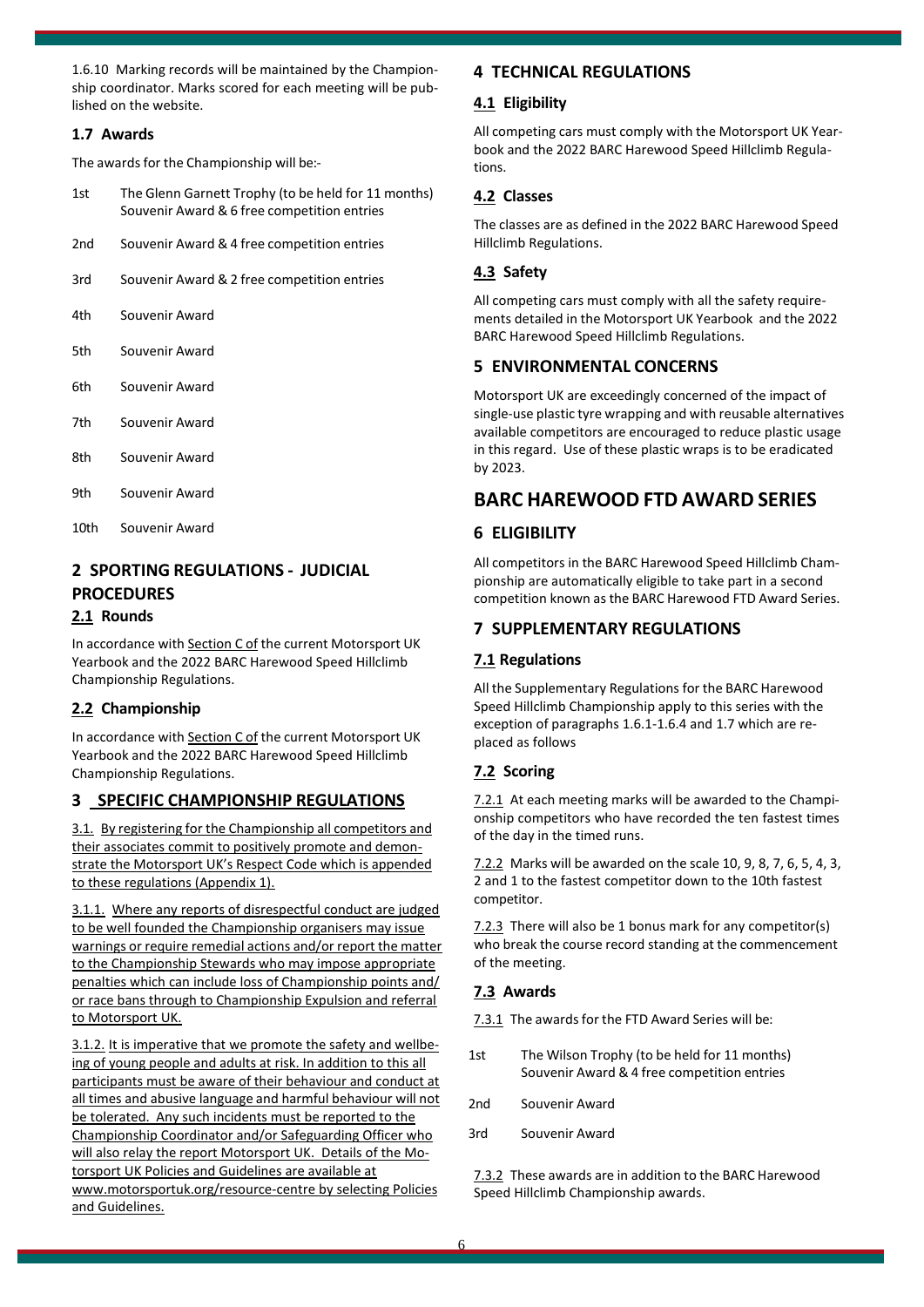1.6.10 Marking records will be maintained by the Championship coordinator. Marks scored for each meeting will be published on the website.

### 1.7 Awards

The awards for the Championship will be:-

| | |
|---|---|
| 1st | The Glenn Garnett Trophy (to be held for 11 months) Souvenir Award & 6 free competition entries |
| 2nd | Souvenir Award & 4 free competition entries |
| 3rd | Souvenir Award & 2 free competition entries |
| 4th | Souvenir Award |
| 5th | Souvenir Award |
| 6th | Souvenir Award |
| 7th | Souvenir Award |
| 8th | Souvenir Award |
| 9th | Souvenir Award |
| 10th | Souvenir Award |

## 2 SPORTING REGULATIONS - JUDICIAL PROCEDURES

### 2.1 Rounds

In accordance with Section C of the current Motorsport UK Yearbook and the 2022 BARC Harewood Speed Hillclimb Championship Regulations.

### 2.2 Championship

In accordance with Section C of the current Motorsport UK Yearbook and the 2022 BARC Harewood Speed Hillclimb Championship Regulations.

## 3 SPECIFIC CHAMPIONSHIP REGULATIONS

3.1. By registering for the Championship all competitors and their associates commit to positively promote and demonstrate the Motorsport UK's Respect Code which is appended to these regulations (Appendix 1).

3.1.1. Where any reports of disrespectful conduct are judged to be well founded the Championship organisers may issue warnings or require remedial actions and/or report the matter to the Championship Stewards who may impose appropriate penalties which can include loss of Championship points and/or race bans through to Championship Expulsion and referral to Motorsport UK.

3.1.2. It is imperative that we promote the safety and wellbeing of young people and adults at risk. In addition to this all participants must be aware of their behaviour and conduct at all times and abusive language and harmful behaviour will not be tolerated. Any such incidents must be reported to the Championship Coordinator and/or Safeguarding Officer who will also relay the report Motorsport UK. Details of the Motorsport UK Policies and Guidelines are available at www.motorsportuk.org/resource-centre by selecting Policies and Guidelines.

## 4 TECHNICAL REGULATIONS

### 4.1 Eligibility

All competing cars must comply with the Motorsport UK Yearbook and the 2022 BARC Harewood Speed Hillclimb Regulations.

### 4.2 Classes

The classes are as defined in the 2022 BARC Harewood Speed Hillclimb Regulations.

### 4.3 Safety

All competing cars must comply with all the safety requirements detailed in the Motorsport UK Yearbook and the 2022 BARC Harewood Speed Hillclimb Regulations.

## 5 ENVIRONMENTAL CONCERNS

Motorsport UK are exceedingly concerned of the impact of single-use plastic tyre wrapping and with reusable alternatives available competitors are encouraged to reduce plastic usage in this regard. Use of these plastic wraps is to be eradicated by 2023.

# BARC HAREWOOD FTD AWARD SERIES

## 6 ELIGIBILITY

All competitors in the BARC Harewood Speed Hillclimb Championship are automatically eligible to take part in a second competition known as the BARC Harewood FTD Award Series.

## 7 SUPPLEMENTARY REGULATIONS

### 7.1 Regulations

All the Supplementary Regulations for the BARC Harewood Speed Hillclimb Championship apply to this series with the exception of paragraphs 1.6.1-1.6.4 and 1.7 which are replaced as follows

### 7.2 Scoring

7.2.1 At each meeting marks will be awarded to the Championship competitors who have recorded the ten fastest times of the day in the timed runs.

7.2.2 Marks will be awarded on the scale 10, 9, 8, 7, 6, 5, 4, 3, 2 and 1 to the fastest competitor down to the 10th fastest competitor.

7.2.3 There will also be 1 bonus mark for any competitor(s) who break the course record standing at the commencement of the meeting.

### 7.3 Awards

7.3.1 The awards for the FTD Award Series will be:

| | |
|---|---|
| 1st | The Wilson Trophy (to be held for 11 months) Souvenir Award & 4 free competition entries |
| 2nd | Souvenir Award |
| 3rd | Souvenir Award |

7.3.2 These awards are in addition to the BARC Harewood Speed Hillclimb Championship awards.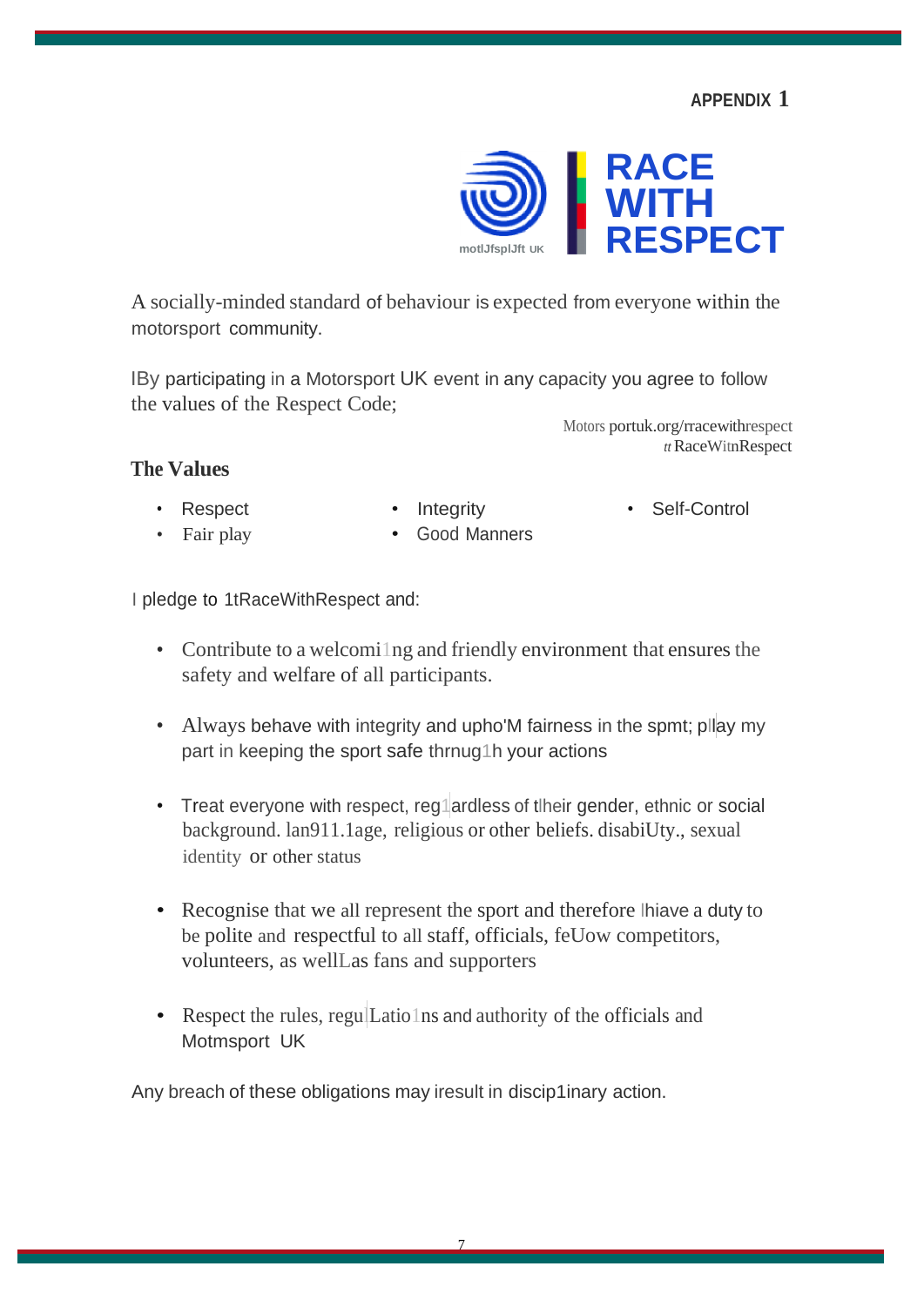APPENDIX 1

motlJfsplJft UK

# RACE WITH RESPECT

A socially-minded standard of behaviour is expected from everyone within the motorsport community.

IBy participating in a Motorsport UK event in any capacity you agree to follow the values of the Respect Code;

Motors portuk.org/rracewithrespect
tt RaceWitnRespect

## The Values

- Respect
- Fair play
- Integrity
- Good Manners
- Self-Control

I pledge to 1tRaceWithRespect and:

- Contribute to a welcomi1ng and friendly environment that ensures the safety and welfare of all participants.
- Always behave with integrity and upho'M fairness in the spmt; pl|ay my part in keeping the sport safe thrnug1h your actions
- Treat everyone with respect, reg1ardless of tlheir gender, ethnic or social background. lan911.1age, religious or other beliefs. disabiUty., sexual identity or other status
- Recognise that we all represent the sport and therefore lhiave a duty to be polite and respectful to all staff, officials, feUow competitors, volunteers, as wellLas fans and supporters
- Respect the rules, regu|Latio1ns and authority of the officials and Motmsport UK

Any breach of these obligations may iresult in discip1inary action.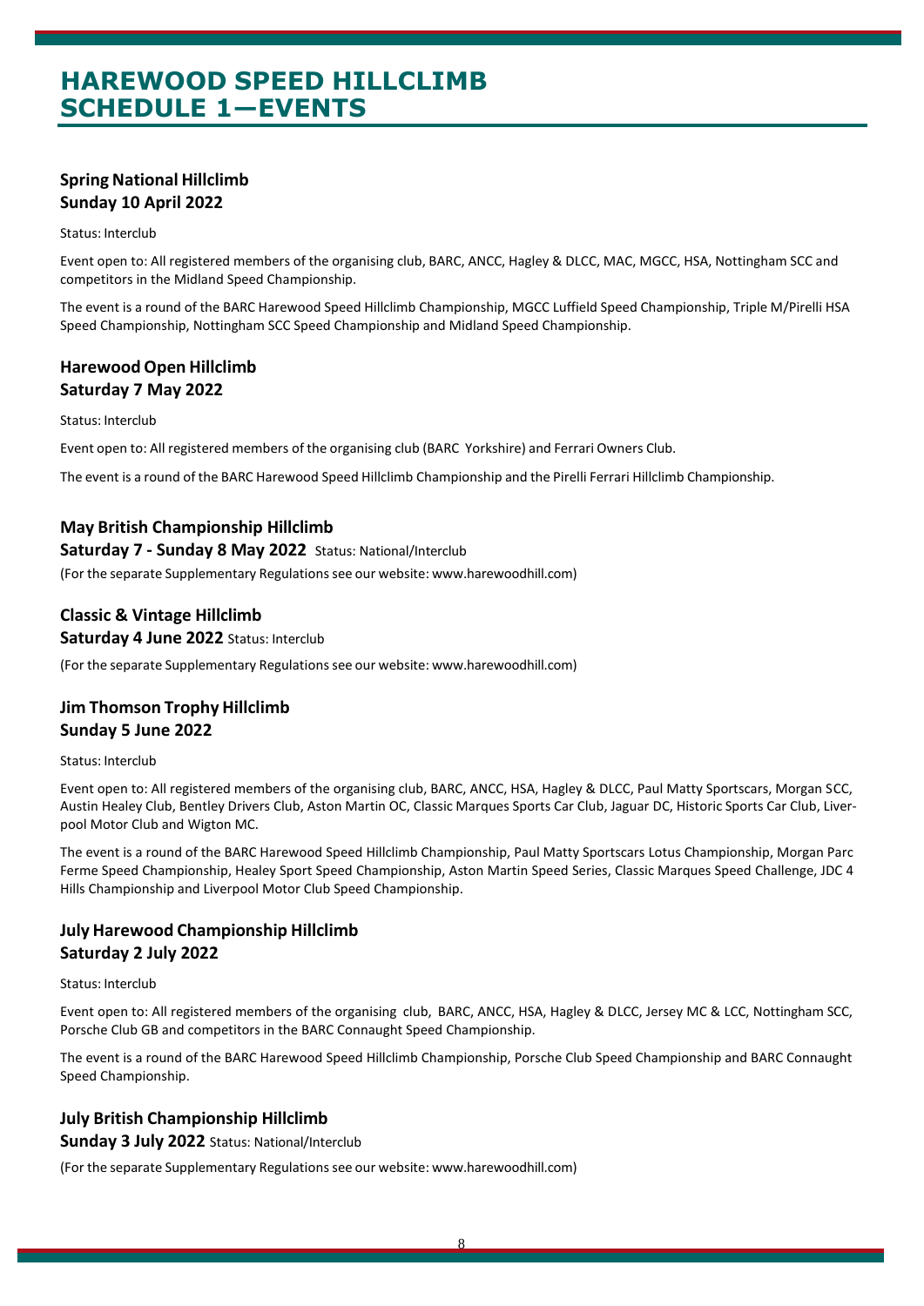# HAREWOOD SPEED HILLCLIMB
# SCHEDULE 1—EVENTS

### Spring National Hillclimb
### Sunday 10 April 2022

Status: Interclub

Event open to: All registered members of the organising club, BARC, ANCC, Hagley & DLCC, MAC, MGCC, HSA, Nottingham SCC and competitors in the Midland Speed Championship.

The event is a round of the BARC Harewood Speed Hillclimb Championship, MGCC Luffield Speed Championship, Triple M/Pirelli HSA Speed Championship, Nottingham SCC Speed Championship and Midland Speed Championship.

### Harewood Open Hillclimb
### Saturday 7 May 2022

Status: Interclub

Event open to: All registered members of the organising club (BARC Yorkshire) and Ferrari Owners Club.

The event is a round of the BARC Harewood Speed Hillclimb Championship and the Pirelli Ferrari Hillclimb Championship.

### May British Championship Hillclimb
**Saturday 7 - Sunday 8 May 2022** Status: National/Interclub

(For the separate Supplementary Regulations see our website: www.harewoodhill.com)

### Classic & Vintage Hillclimb
**Saturday 4 June 2022** Status: Interclub

(For the separate Supplementary Regulations see our website: www.harewoodhill.com)

### Jim Thomson Trophy Hillclimb
### Sunday 5 June 2022

Status: Interclub

Event open to: All registered members of the organising club, BARC, ANCC, HSA, Hagley & DLCC, Paul Matty Sportscars, Morgan SCC, Austin Healey Club, Bentley Drivers Club, Aston Martin OC, Classic Marques Sports Car Club, Jaguar DC, Historic Sports Car Club, Liverpool Motor Club and Wigton MC.

The event is a round of the BARC Harewood Speed Hillclimb Championship, Paul Matty Sportscars Lotus Championship, Morgan Parc Ferme Speed Championship, Healey Sport Speed Championship, Aston Martin Speed Series, Classic Marques Speed Challenge, JDC 4 Hills Championship and Liverpool Motor Club Speed Championship.

### July Harewood Championship Hillclimb
### Saturday 2 July 2022

Status: Interclub

Event open to: All registered members of the organising club, BARC, ANCC, HSA, Hagley & DLCC, Jersey MC & LCC, Nottingham SCC, Porsche Club GB and competitors in the BARC Connaught Speed Championship.

The event is a round of the BARC Harewood Speed Hillclimb Championship, Porsche Club Speed Championship and BARC Connaught Speed Championship.

### July British Championship Hillclimb
**Sunday 3 July 2022** Status: National/Interclub

(For the separate Supplementary Regulations see our website: www.harewoodhill.com)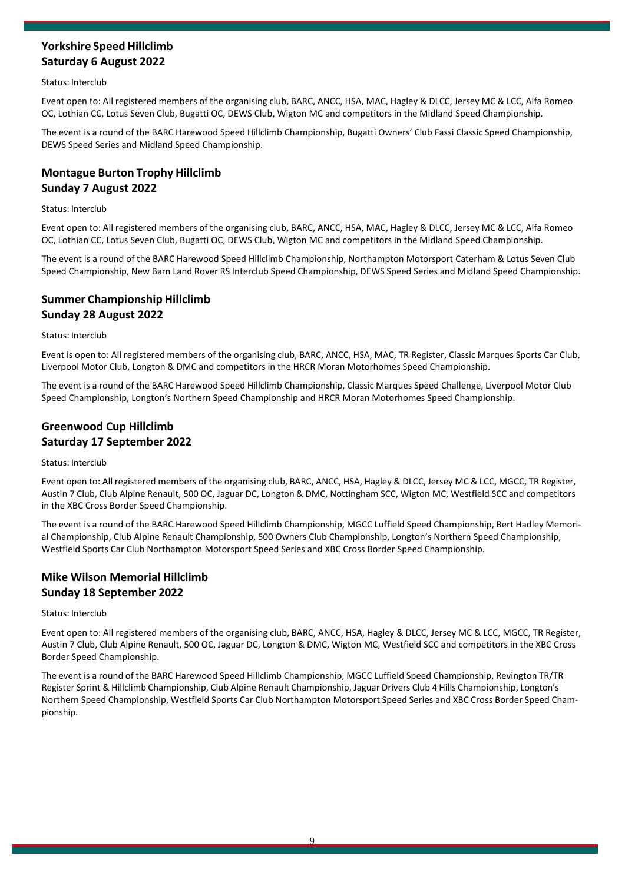## Yorkshire Speed Hillclimb
## Saturday 6 August 2022

Status: Interclub

Event open to: All registered members of the organising club, BARC, ANCC, HSA, MAC, Hagley & DLCC, Jersey MC & LCC, Alfa Romeo OC, Lothian CC, Lotus Seven Club, Bugatti OC, DEWS Club, Wigton MC and competitors in the Midland Speed Championship.

The event is a round of the BARC Harewood Speed Hillclimb Championship, Bugatti Owners' Club Fassi Classic Speed Championship, DEWS Speed Series and Midland Speed Championship.

## Montague Burton Trophy Hillclimb
## Sunday 7 August 2022

Status: Interclub

Event open to: All registered members of the organising club, BARC, ANCC, HSA, MAC, Hagley & DLCC, Jersey MC & LCC, Alfa Romeo OC, Lothian CC, Lotus Seven Club, Bugatti OC, DEWS Club, Wigton MC and competitors in the Midland Speed Championship.

The event is a round of the BARC Harewood Speed Hillclimb Championship, Northampton Motorsport Caterham & Lotus Seven Club Speed Championship, New Barn Land Rover RS Interclub Speed Championship, DEWS Speed Series and Midland Speed Championship.

## Summer Championship Hillclimb
## Sunday 28 August 2022

Status: Interclub

Event is open to: All registered members of the organising club, BARC, ANCC, HSA, MAC, TR Register, Classic Marques Sports Car Club, Liverpool Motor Club, Longton & DMC and competitors in the HRCR Moran Motorhomes Speed Championship.

The event is a round of the BARC Harewood Speed Hillclimb Championship, Classic Marques Speed Challenge, Liverpool Motor Club Speed Championship, Longton's Northern Speed Championship and HRCR Moran Motorhomes Speed Championship.

## Greenwood Cup Hillclimb
## Saturday 17 September 2022

Status: Interclub

Event open to: All registered members of the organising club, BARC, ANCC, HSA, Hagley & DLCC, Jersey MC & LCC, MGCC, TR Register, Austin 7 Club, Club Alpine Renault, 500 OC, Jaguar DC, Longton & DMC, Nottingham SCC, Wigton MC, Westfield SCC and competitors in the XBC Cross Border Speed Championship.

The event is a round of the BARC Harewood Speed Hillclimb Championship, MGCC Luffield Speed Championship, Bert Hadley Memorial Championship, Club Alpine Renault Championship, 500 Owners Club Championship, Longton's Northern Speed Championship, Westfield Sports Car Club Northampton Motorsport Speed Series and XBC Cross Border Speed Championship.

## Mike Wilson Memorial Hillclimb
## Sunday 18 September 2022

Status: Interclub

Event open to: All registered members of the organising club, BARC, ANCC, HSA, Hagley & DLCC, Jersey MC & LCC, MGCC, TR Register, Austin 7 Club, Club Alpine Renault, 500 OC, Jaguar DC, Longton & DMC, Wigton MC, Westfield SCC and competitors in the XBC Cross Border Speed Championship.

The event is a round of the BARC Harewood Speed Hillclimb Championship, MGCC Luffield Speed Championship, Revington TR/TR Register Sprint & Hillclimb Championship, Club Alpine Renault Championship, Jaguar Drivers Club 4 Hills Championship, Longton's Northern Speed Championship, Westfield Sports Car Club Northampton Motorsport Speed Series and XBC Cross Border Speed Championship.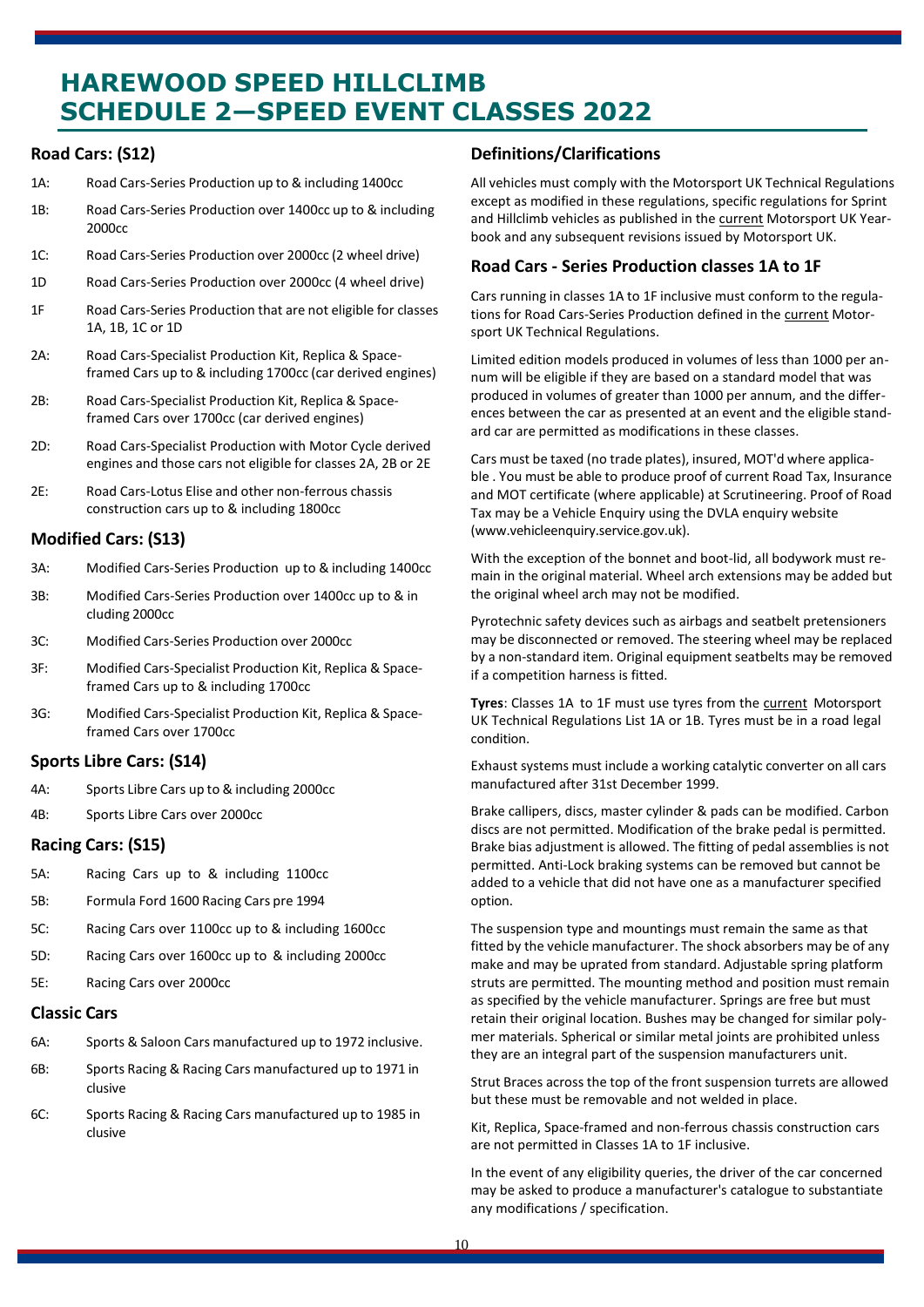# HAREWOOD SPEED HILLCLIMB
# SCHEDULE 2—SPEED EVENT CLASSES 2022

## Road Cars: (S12)

- 1A: Road Cars-Series Production up to & including 1400cc
- 1B: Road Cars-Series Production over 1400cc up to & including 2000cc
- 1C: Road Cars-Series Production over 2000cc (2 wheel drive)
- 1D Road Cars-Series Production over 2000cc (4 wheel drive)
- 1F Road Cars-Series Production that are not eligible for classes 1A, 1B, 1C or 1D
- 2A: Road Cars-Specialist Production Kit, Replica & Space-framed Cars up to & including 1700cc (car derived engines)
- 2B: Road Cars-Specialist Production Kit, Replica & Space-framed Cars over 1700cc (car derived engines)
- 2D: Road Cars-Specialist Production with Motor Cycle derived engines and those cars not eligible for classes 2A, 2B or 2E
- 2E: Road Cars-Lotus Elise and other non-ferrous chassis construction cars up to & including 1800cc

## Modified Cars: (S13)

- 3A: Modified Cars-Series Production up to & including 1400cc
- 3B: Modified Cars-Series Production over 1400cc up to & in cluding 2000cc
- 3C: Modified Cars-Series Production over 2000cc
- 3F: Modified Cars-Specialist Production Kit, Replica & Space-framed Cars up to & including 1700cc
- 3G: Modified Cars-Specialist Production Kit, Replica & Space-framed Cars over 1700cc

## Sports Libre Cars: (S14)

- 4A: Sports Libre Cars up to & including 2000cc
- 4B: Sports Libre Cars over 2000cc

## Racing Cars: (S15)

- 5A: Racing Cars up to & including 1100cc
- 5B: Formula Ford 1600 Racing Cars pre 1994
- 5C: Racing Cars over 1100cc up to & including 1600cc
- 5D: Racing Cars over 1600cc up to & including 2000cc
- 5E: Racing Cars over 2000cc

## Classic Cars

- 6A: Sports & Saloon Cars manufactured up to 1972 inclusive.
- 6B: Sports Racing & Racing Cars manufactured up to 1971 in clusive
- 6C: Sports Racing & Racing Cars manufactured up to 1985 in clusive

## Definitions/Clarifications

All vehicles must comply with the Motorsport UK Technical Regulations except as modified in these regulations, specific regulations for Sprint and Hillclimb vehicles as published in the current Motorsport UK Yearbook and any subsequent revisions issued by Motorsport UK.

## Road Cars - Series Production classes 1A to 1F

Cars running in classes 1A to 1F inclusive must conform to the regulations for Road Cars-Series Production defined in the current Motorsport UK Technical Regulations.

Limited edition models produced in volumes of less than 1000 per annum will be eligible if they are based on a standard model that was produced in volumes of greater than 1000 per annum, and the differences between the car as presented at an event and the eligible standard car are permitted as modifications in these classes.

Cars must be taxed (no trade plates), insured, MOT'd where applicable . You must be able to produce proof of current Road Tax, Insurance and MOT certificate (where applicable) at Scrutineering. Proof of Road Tax may be a Vehicle Enquiry using the DVLA enquiry website (www.vehicleenquiry.service.gov.uk).

With the exception of the bonnet and boot-lid, all bodywork must remain in the original material. Wheel arch extensions may be added but the original wheel arch may not be modified.

Pyrotechnic safety devices such as airbags and seatbelt pretensioners may be disconnected or removed. The steering wheel may be replaced by a non-standard item. Original equipment seatbelts may be removed if a competition harness is fitted.

**Tyres**: Classes 1A to 1F must use tyres from the current Motorsport UK Technical Regulations List 1A or 1B. Tyres must be in a road legal condition.

Exhaust systems must include a working catalytic converter on all cars manufactured after 31st December 1999.

Brake callipers, discs, master cylinder & pads can be modified. Carbon discs are not permitted. Modification of the brake pedal is permitted. Brake bias adjustment is allowed. The fitting of pedal assemblies is not permitted. Anti-Lock braking systems can be removed but cannot be added to a vehicle that did not have one as a manufacturer specified option.

The suspension type and mountings must remain the same as that fitted by the vehicle manufacturer. The shock absorbers may be of any make and may be uprated from standard. Adjustable spring platform struts are permitted. The mounting method and position must remain as specified by the vehicle manufacturer. Springs are free but must retain their original location. Bushes may be changed for similar polymer materials. Spherical or similar metal joints are prohibited unless they are an integral part of the suspension manufacturers unit.

Strut Braces across the top of the front suspension turrets are allowed but these must be removable and not welded in place.

Kit, Replica, Space-framed and non-ferrous chassis construction cars are not permitted in Classes 1A to 1F inclusive.

In the event of any eligibility queries, the driver of the car concerned may be asked to produce a manufacturer's catalogue to substantiate any modifications / specification.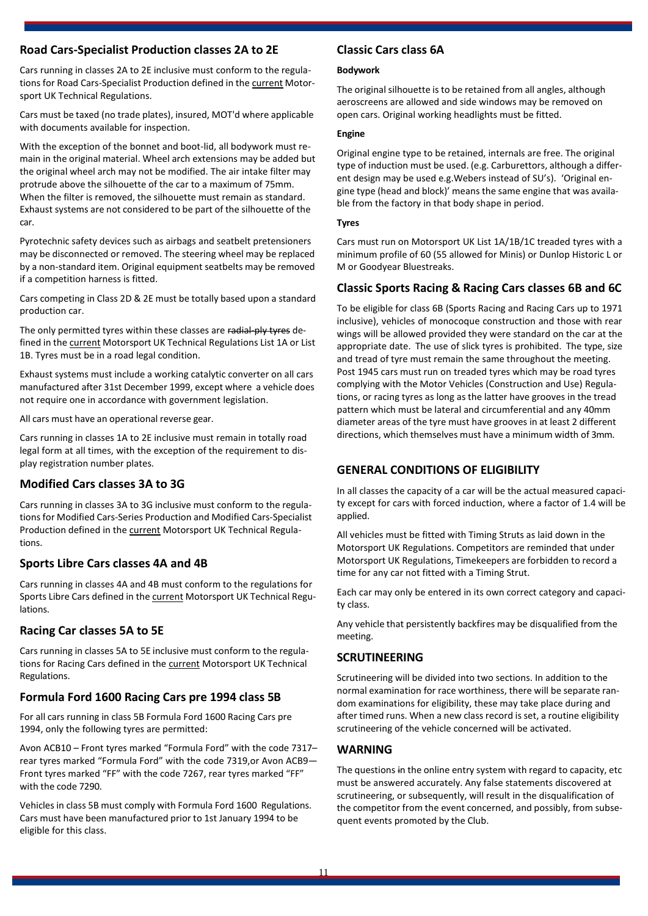## Road Cars-Specialist Production classes 2A to 2E

Cars running in classes 2A to 2E inclusive must conform to the regulations for Road Cars-Specialist Production defined in the current Motorsport UK Technical Regulations.

Cars must be taxed (no trade plates), insured, MOT'd where applicable with documents available for inspection.

With the exception of the bonnet and boot-lid, all bodywork must remain in the original material. Wheel arch extensions may be added but the original wheel arch may not be modified. The air intake filter may protrude above the silhouette of the car to a maximum of 75mm. When the filter is removed, the silhouette must remain as standard. Exhaust systems are not considered to be part of the silhouette of the car.

Pyrotechnic safety devices such as airbags and seatbelt pretensioners may be disconnected or removed. The steering wheel may be replaced by a non-standard item. Original equipment seatbelts may be removed if a competition harness is fitted.

Cars competing in Class 2D & 2E must be totally based upon a standard production car.

The only permitted tyres within these classes are ~~radial-ply tyres~~ defined in the current Motorsport UK Technical Regulations List 1A or List 1B. Tyres must be in a road legal condition.

Exhaust systems must include a working catalytic converter on all cars manufactured after 31st December 1999, except where a vehicle does not require one in accordance with government legislation.

All cars must have an operational reverse gear.

Cars running in classes 1A to 2E inclusive must remain in totally road legal form at all times, with the exception of the requirement to display registration number plates.

## Modified Cars classes 3A to 3G

Cars running in classes 3A to 3G inclusive must conform to the regulations for Modified Cars-Series Production and Modified Cars-Specialist Production defined in the current Motorsport UK Technical Regulations.

## Sports Libre Cars classes 4A and 4B

Cars running in classes 4A and 4B must conform to the regulations for Sports Libre Cars defined in the current Motorsport UK Technical Regulations.

## Racing Car classes 5A to 5E

Cars running in classes 5A to 5E inclusive must conform to the regulations for Racing Cars defined in the current Motorsport UK Technical Regulations.

## Formula Ford 1600 Racing Cars pre 1994 class 5B

For all cars running in class 5B Formula Ford 1600 Racing Cars pre 1994, only the following tyres are permitted:

Avon ACB10 – Front tyres marked "Formula Ford" with the code 7317– rear tyres marked "Formula Ford" with the code 7319,or Avon ACB9— Front tyres marked "FF" with the code 7267, rear tyres marked "FF" with the code 7290.

Vehicles in class 5B must comply with Formula Ford 1600 Regulations. Cars must have been manufactured prior to 1st January 1994 to be eligible for this class.

## Classic Cars class 6A

**Bodywork**

The original silhouette is to be retained from all angles, although aeroscreens are allowed and side windows may be removed on open cars. Original working headlights must be fitted.

**Engine**

Original engine type to be retained, internals are free. The original type of induction must be used. (e.g. Carburettors, although a different design may be used e.g.Webers instead of SU's). 'Original engine type (head and block)' means the same engine that was available from the factory in that body shape in period.

**Tyres**

Cars must run on Motorsport UK List 1A/1B/1C treaded tyres with a minimum profile of 60 (55 allowed for Minis) or Dunlop Historic L or M or Goodyear Bluestreaks.

## Classic Sports Racing & Racing Cars classes 6B and 6C

To be eligible for class 6B (Sports Racing and Racing Cars up to 1971 inclusive), vehicles of monocoque construction and those with rear wings will be allowed provided they were standard on the car at the appropriate date. The use of slick tyres is prohibited. The type, size and tread of tyre must remain the same throughout the meeting. Post 1945 cars must run on treaded tyres which may be road tyres complying with the Motor Vehicles (Construction and Use) Regulations, or racing tyres as long as the latter have grooves in the tread pattern which must be lateral and circumferential and any 40mm diameter areas of the tyre must have grooves in at least 2 different directions, which themselves must have a minimum width of 3mm.

## GENERAL CONDITIONS OF ELIGIBILITY

In all classes the capacity of a car will be the actual measured capacity except for cars with forced induction, where a factor of 1.4 will be applied.

All vehicles must be fitted with Timing Struts as laid down in the Motorsport UK Regulations. Competitors are reminded that under Motorsport UK Regulations, Timekeepers are forbidden to record a time for any car not fitted with a Timing Strut.

Each car may only be entered in its own correct category and capacity class.

Any vehicle that persistently backfires may be disqualified from the meeting.

## SCRUTINEERING

Scrutineering will be divided into two sections. In addition to the normal examination for race worthiness, there will be separate random examinations for eligibility, these may take place during and after timed runs. When a new class record is set, a routine eligibility scrutineering of the vehicle concerned will be activated.

## WARNING

The questions ~~in~~ the online entry system with regard to capacity, etc must be answered accurately. Any false statements discovered at scrutineering, or subsequently, will result in the disqualification of the competitor from the event concerned, and possibly, from subsequent events promoted by the Club.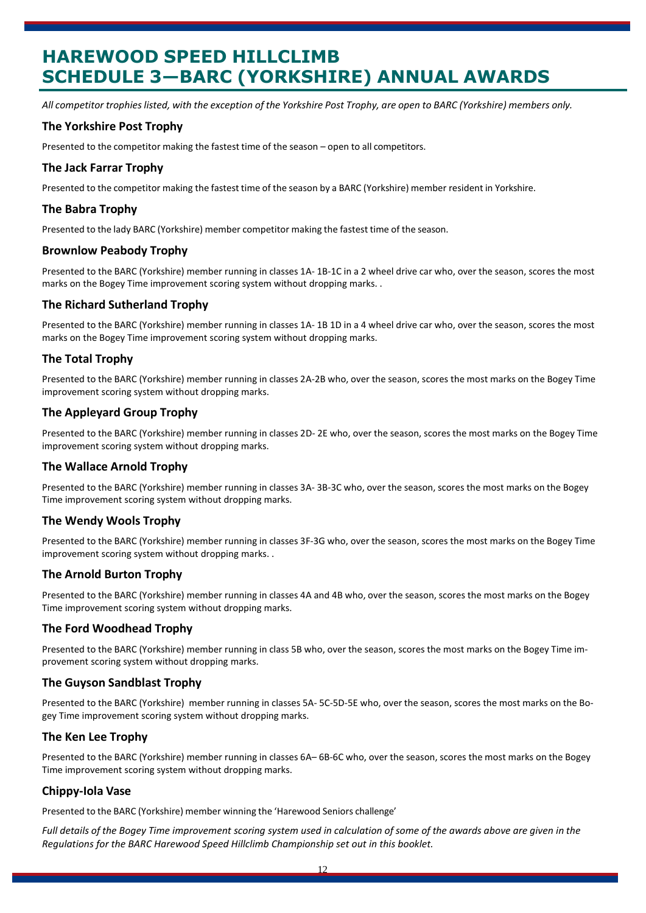# HAREWOOD SPEED HILLCLIMB
# SCHEDULE 3—BARC (YORKSHIRE) ANNUAL AWARDS

*All competitor trophies listed, with the exception of the Yorkshire Post Trophy, are open to BARC (Yorkshire) members only.*

### The Yorkshire Post Trophy

Presented to the competitor making the fastest time of the season – open to all competitors.

### The Jack Farrar Trophy

Presented to the competitor making the fastest time of the season by a BARC (Yorkshire) member resident in Yorkshire.

### The Babra Trophy

Presented to the lady BARC (Yorkshire) member competitor making the fastest time of the season.

### Brownlow Peabody Trophy

Presented to the BARC (Yorkshire) member running in classes 1A- 1B-1C in a 2 wheel drive car who, over the season, scores the most marks on the Bogey Time improvement scoring system without dropping marks. .

### The Richard Sutherland Trophy

Presented to the BARC (Yorkshire) member running in classes 1A- 1B 1D in a 4 wheel drive car who, over the season, scores the most marks on the Bogey Time improvement scoring system without dropping marks.

### The Total Trophy

Presented to the BARC (Yorkshire) member running in classes 2A-2B who, over the season, scores the most marks on the Bogey Time improvement scoring system without dropping marks.

### The Appleyard Group Trophy

Presented to the BARC (Yorkshire) member running in classes 2D- 2E who, over the season, scores the most marks on the Bogey Time improvement scoring system without dropping marks.

### The Wallace Arnold Trophy

Presented to the BARC (Yorkshire) member running in classes 3A- 3B-3C who, over the season, scores the most marks on the Bogey Time improvement scoring system without dropping marks.

### The Wendy Wools Trophy

Presented to the BARC (Yorkshire) member running in classes 3F-3G who, over the season, scores the most marks on the Bogey Time improvement scoring system without dropping marks. .

### The Arnold Burton Trophy

Presented to the BARC (Yorkshire) member running in classes 4A and 4B who, over the season, scores the most marks on the Bogey Time improvement scoring system without dropping marks.

### The Ford Woodhead Trophy

Presented to the BARC (Yorkshire) member running in class 5B who, over the season, scores the most marks on the Bogey Time improvement scoring system without dropping marks.

### The Guyson Sandblast Trophy

Presented to the BARC (Yorkshire) member running in classes 5A- 5C-5D-5E who, over the season, scores the most marks on the Bogey Time improvement scoring system without dropping marks.

### The Ken Lee Trophy

Presented to the BARC (Yorkshire) member running in classes 6A– 6B-6C who, over the season, scores the most marks on the Bogey Time improvement scoring system without dropping marks.

### Chippy-Iola Vase

Presented to the BARC (Yorkshire) member winning the 'Harewood Seniors challenge'

*Full details of the Bogey Time improvement scoring system used in calculation of some of the awards above are given in the Regulations for the BARC Harewood Speed Hillclimb Championship set out in this booklet.*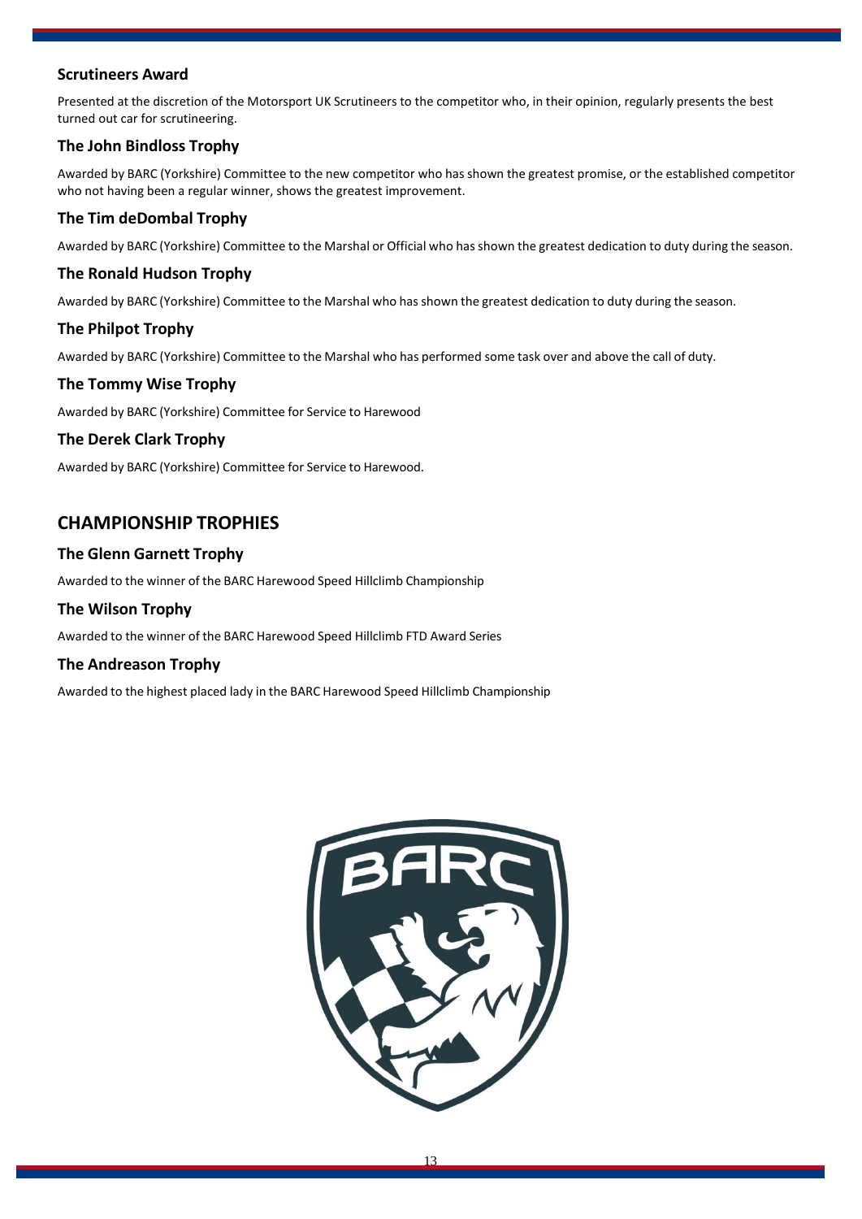### Scrutineers Award

Presented at the discretion of the Motorsport UK Scrutineers to the competitor who, in their opinion, regularly presents the best turned out car for scrutineering.

### The John Bindloss Trophy

Awarded by BARC (Yorkshire) Committee to the new competitor who has shown the greatest promise, or the established competitor who not having been a regular winner, shows the greatest improvement.

### The Tim deDombal Trophy

Awarded by BARC (Yorkshire) Committee to the Marshal or Official who has shown the greatest dedication to duty during the season.

### The Ronald Hudson Trophy

Awarded by BARC (Yorkshire) Committee to the Marshal who has shown the greatest dedication to duty during the season.

### The Philpot Trophy

Awarded by BARC (Yorkshire) Committee to the Marshal who has performed some task over and above the call of duty.

### The Tommy Wise Trophy

Awarded by BARC (Yorkshire) Committee for Service to Harewood

### The Derek Clark Trophy

Awarded by BARC (Yorkshire) Committee for Service to Harewood.

## CHAMPIONSHIP TROPHIES

### The Glenn Garnett Trophy

Awarded to the winner of the BARC Harewood Speed Hillclimb Championship

### The Wilson Trophy

Awarded to the winner of the BARC Harewood Speed Hillclimb FTD Award Series

### The Andreason Trophy

Awarded to the highest placed lady in the BARC Harewood Speed Hillclimb Championship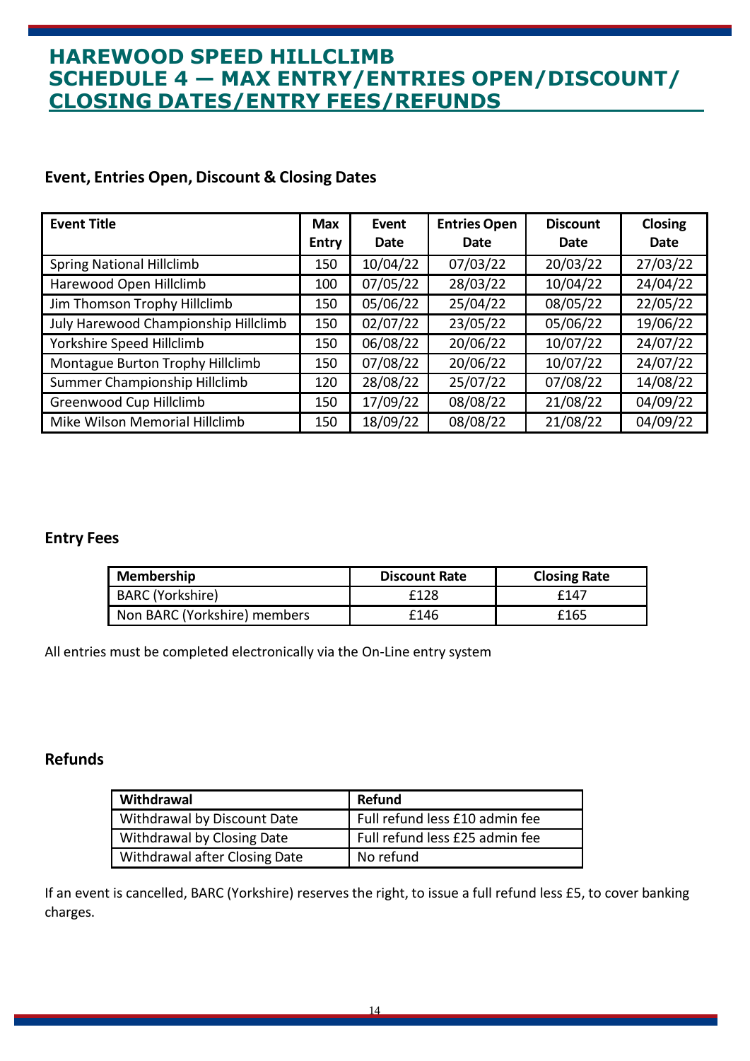# HAREWOOD SPEED HILLCLIMB
# SCHEDULE 4 — MAX ENTRY/ENTRIES OPEN/DISCOUNT/ CLOSING DATES/ENTRY FEES/REFUNDS

## Event, Entries Open, Discount & Closing Dates

| Event Title | Max Entry | Event Date | Entries Open Date | Discount Date | Closing Date |
|---|---|---|---|---|---|
| Spring National Hillclimb | 150 | 10/04/22 | 07/03/22 | 20/03/22 | 27/03/22 |
| Harewood Open Hillclimb | 100 | 07/05/22 | 28/03/22 | 10/04/22 | 24/04/22 |
| Jim Thomson Trophy Hillclimb | 150 | 05/06/22 | 25/04/22 | 08/05/22 | 22/05/22 |
| July Harewood Championship Hillclimb | 150 | 02/07/22 | 23/05/22 | 05/06/22 | 19/06/22 |
| Yorkshire Speed Hillclimb | 150 | 06/08/22 | 20/06/22 | 10/07/22 | 24/07/22 |
| Montague Burton Trophy Hillclimb | 150 | 07/08/22 | 20/06/22 | 10/07/22 | 24/07/22 |
| Summer Championship Hillclimb | 120 | 28/08/22 | 25/07/22 | 07/08/22 | 14/08/22 |
| Greenwood Cup Hillclimb | 150 | 17/09/22 | 08/08/22 | 21/08/22 | 04/09/22 |
| Mike Wilson Memorial Hillclimb | 150 | 18/09/22 | 08/08/22 | 21/08/22 | 04/09/22 |

## Entry Fees

| Membership | Discount Rate | Closing Rate |
|---|---|---|
| BARC (Yorkshire) | £128 | £147 |
| Non BARC (Yorkshire) members | £146 | £165 |

All entries must be completed electronically via the On-Line entry system

## Refunds

| Withdrawal | Refund |
|---|---|
| Withdrawal by Discount Date | Full refund less £10 admin fee |
| Withdrawal by Closing Date | Full refund less £25 admin fee |
| Withdrawal after Closing Date | No refund |

If an event is cancelled, BARC (Yorkshire) reserves the right, to issue a full refund less £5, to cover banking charges.